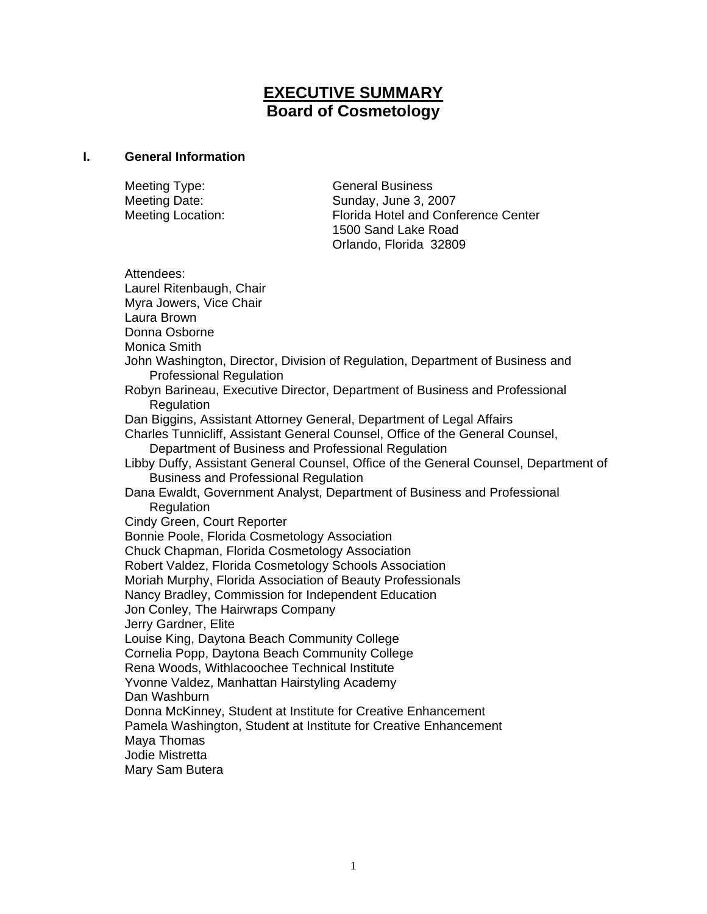# EXECUTIVE SUMMARY
## Board of Cosmetology

### I. General Information

Meeting Type: General Business
Meeting Date: Sunday, June 3, 2007
Meeting Location: Florida Hotel and Conference Center
1500 Sand Lake Road
Orlando, Florida 32809

Attendees:
Laurel Ritenbaugh, Chair
Myra Jowers, Vice Chair
Laura Brown
Donna Osborne
Monica Smith
John Washington, Director, Division of Regulation, Department of Business and Professional Regulation
Robyn Barineau, Executive Director, Department of Business and Professional Regulation
Dan Biggins, Assistant Attorney General, Department of Legal Affairs
Charles Tunnicliff, Assistant General Counsel, Office of the General Counsel, Department of Business and Professional Regulation
Libby Duffy, Assistant General Counsel, Office of the General Counsel, Department of Business and Professional Regulation
Dana Ewaldt, Government Analyst, Department of Business and Professional Regulation
Cindy Green, Court Reporter
Bonnie Poole, Florida Cosmetology Association
Chuck Chapman, Florida Cosmetology Association
Robert Valdez, Florida Cosmetology Schools Association
Moriah Murphy, Florida Association of Beauty Professionals
Nancy Bradley, Commission for Independent Education
Jon Conley, The Hairwraps Company
Jerry Gardner, Elite
Louise King, Daytona Beach Community College
Cornelia Popp, Daytona Beach Community College
Rena Woods, Withlacoochee Technical Institute
Yvonne Valdez, Manhattan Hairstyling Academy
Dan Washburn
Donna McKinney, Student at Institute for Creative Enhancement
Pamela Washington, Student at Institute for Creative Enhancement
Maya Thomas
Jodie Mistretta
Mary Sam Butera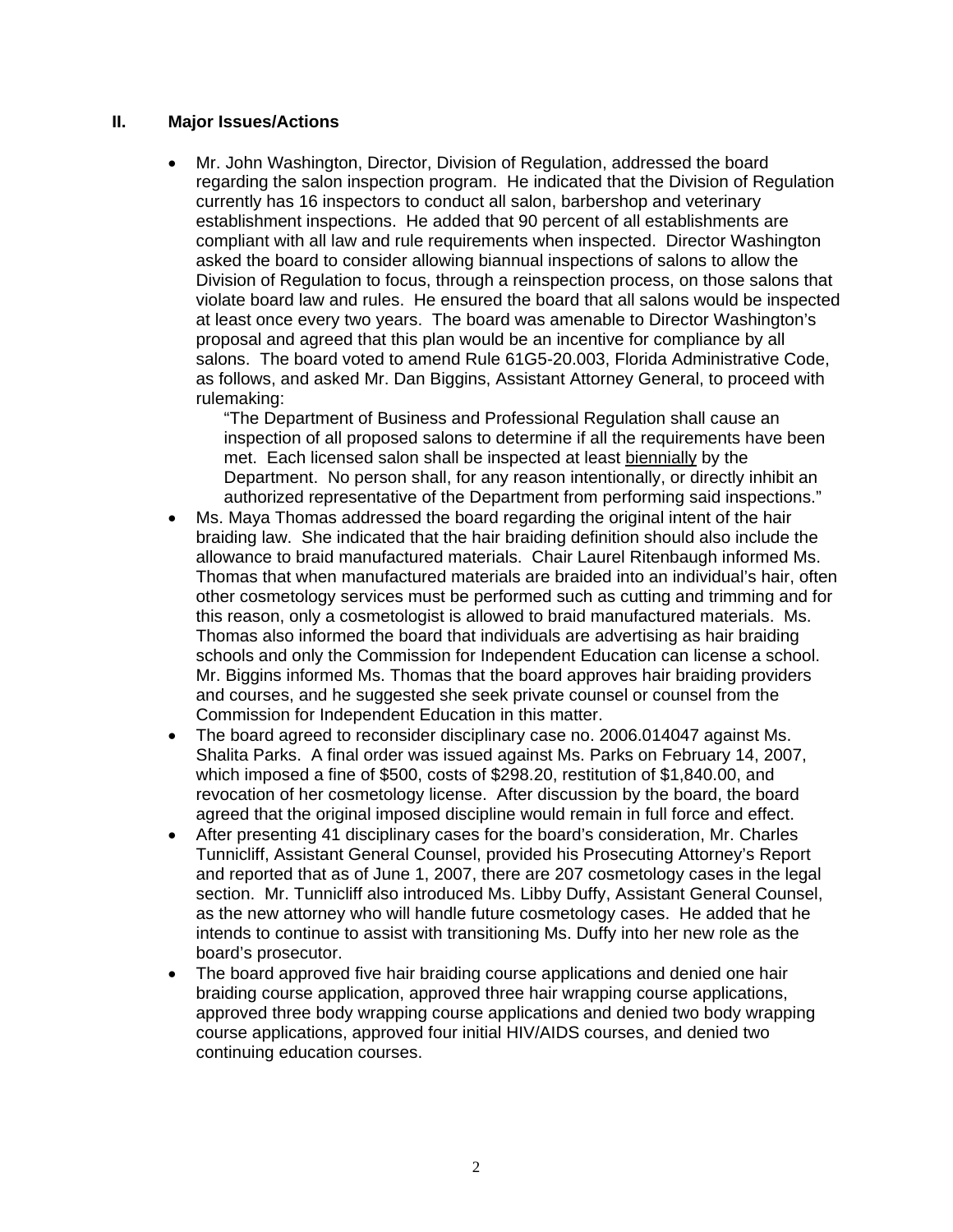## II. Major Issues/Actions

- Mr. John Washington, Director, Division of Regulation, addressed the board regarding the salon inspection program. He indicated that the Division of Regulation currently has 16 inspectors to conduct all salon, barbershop and veterinary establishment inspections. He added that 90 percent of all establishments are compliant with all law and rule requirements when inspected. Director Washington asked the board to consider allowing biannual inspections of salons to allow the Division of Regulation to focus, through a reinspection process, on those salons that violate board law and rules. He ensured the board that all salons would be inspected at least once every two years. The board was amenable to Director Washington's proposal and agreed that this plan would be an incentive for compliance by all salons. The board voted to amend Rule 61G5-20.003, Florida Administrative Code, as follows, and asked Mr. Dan Biggins, Assistant Attorney General, to proceed with rulemaking:

  "The Department of Business and Professional Regulation shall cause an inspection of all proposed salons to determine if all the requirements have been met. Each licensed salon shall be inspected at least <u>biennially</u> by the Department. No person shall, for any reason intentionally, or directly inhibit an authorized representative of the Department from performing said inspections."
- Ms. Maya Thomas addressed the board regarding the original intent of the hair braiding law. She indicated that the hair braiding definition should also include the allowance to braid manufactured materials. Chair Laurel Ritenbaugh informed Ms. Thomas that when manufactured materials are braided into an individual's hair, often other cosmetology services must be performed such as cutting and trimming and for this reason, only a cosmetologist is allowed to braid manufactured materials. Ms. Thomas also informed the board that individuals are advertising as hair braiding schools and only the Commission for Independent Education can license a school. Mr. Biggins informed Ms. Thomas that the board approves hair braiding providers and courses, and he suggested she seek private counsel or counsel from the Commission for Independent Education in this matter.
- The board agreed to reconsider disciplinary case no. 2006.014047 against Ms. Shalita Parks. A final order was issued against Ms. Parks on February 14, 2007, which imposed a fine of $500, costs of $298.20, restitution of $1,840.00, and revocation of her cosmetology license. After discussion by the board, the board agreed that the original imposed discipline would remain in full force and effect.
- After presenting 41 disciplinary cases for the board's consideration, Mr. Charles Tunnicliff, Assistant General Counsel, provided his Prosecuting Attorney's Report and reported that as of June 1, 2007, there are 207 cosmetology cases in the legal section. Mr. Tunnicliff also introduced Ms. Libby Duffy, Assistant General Counsel, as the new attorney who will handle future cosmetology cases. He added that he intends to continue to assist with transitioning Ms. Duffy into her new role as the board's prosecutor.
- The board approved five hair braiding course applications and denied one hair braiding course application, approved three hair wrapping course applications, approved three body wrapping course applications and denied two body wrapping course applications, approved four initial HIV/AIDS courses, and denied two continuing education courses.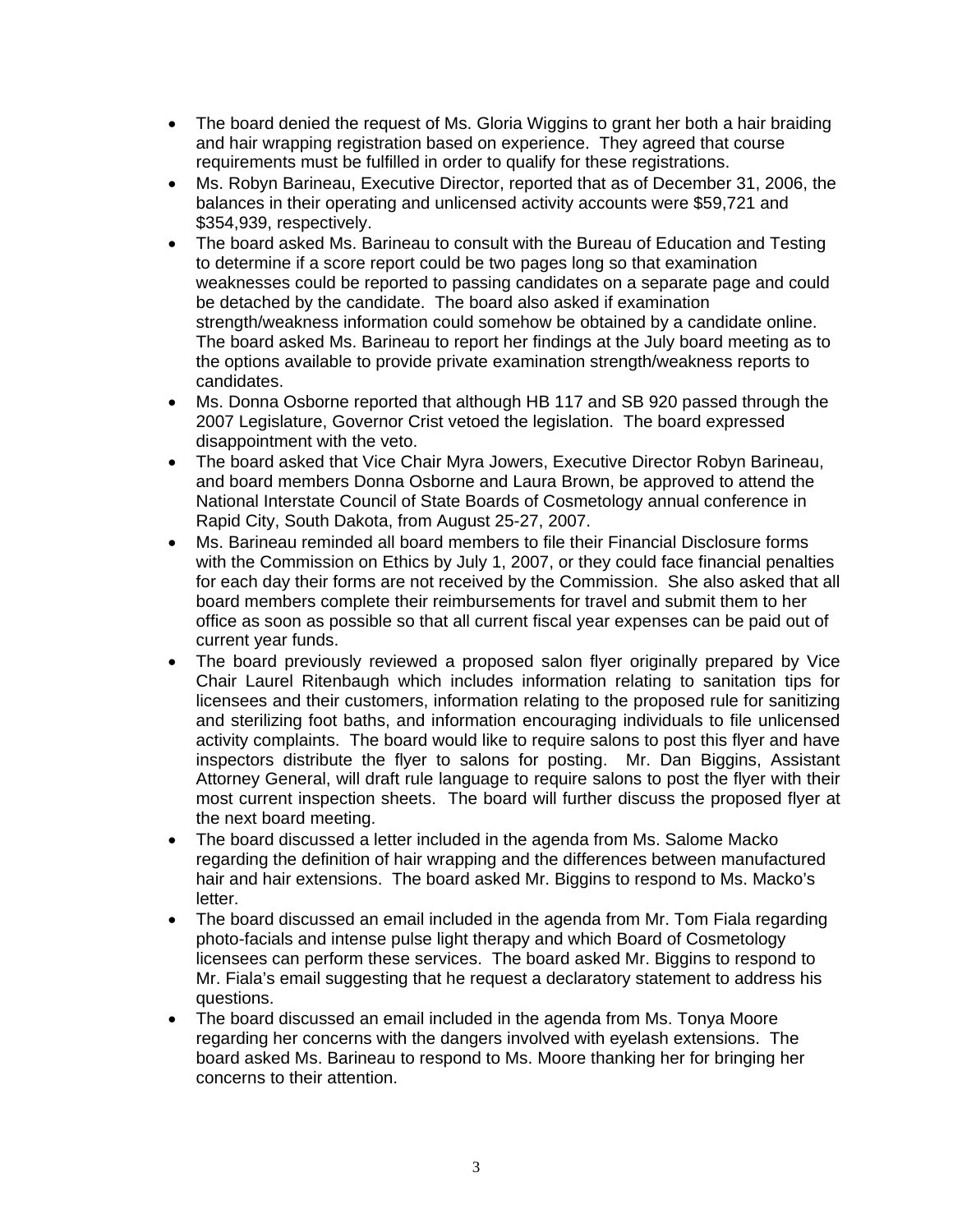- The board denied the request of Ms. Gloria Wiggins to grant her both a hair braiding and hair wrapping registration based on experience. They agreed that course requirements must be fulfilled in order to qualify for these registrations.
- Ms. Robyn Barineau, Executive Director, reported that as of December 31, 2006, the balances in their operating and unlicensed activity accounts were $59,721 and $354,939, respectively.
- The board asked Ms. Barineau to consult with the Bureau of Education and Testing to determine if a score report could be two pages long so that examination weaknesses could be reported to passing candidates on a separate page and could be detached by the candidate. The board also asked if examination strength/weakness information could somehow be obtained by a candidate online. The board asked Ms. Barineau to report her findings at the July board meeting as to the options available to provide private examination strength/weakness reports to candidates.
- Ms. Donna Osborne reported that although HB 117 and SB 920 passed through the 2007 Legislature, Governor Crist vetoed the legislation. The board expressed disappointment with the veto.
- The board asked that Vice Chair Myra Jowers, Executive Director Robyn Barineau, and board members Donna Osborne and Laura Brown, be approved to attend the National Interstate Council of State Boards of Cosmetology annual conference in Rapid City, South Dakota, from August 25-27, 2007.
- Ms. Barineau reminded all board members to file their Financial Disclosure forms with the Commission on Ethics by July 1, 2007, or they could face financial penalties for each day their forms are not received by the Commission. She also asked that all board members complete their reimbursements for travel and submit them to her office as soon as possible so that all current fiscal year expenses can be paid out of current year funds.
- The board previously reviewed a proposed salon flyer originally prepared by Vice Chair Laurel Ritenbaugh which includes information relating to sanitation tips for licensees and their customers, information relating to the proposed rule for sanitizing and sterilizing foot baths, and information encouraging individuals to file unlicensed activity complaints. The board would like to require salons to post this flyer and have inspectors distribute the flyer to salons for posting. Mr. Dan Biggins, Assistant Attorney General, will draft rule language to require salons to post the flyer with their most current inspection sheets. The board will further discuss the proposed flyer at the next board meeting.
- The board discussed a letter included in the agenda from Ms. Salome Macko regarding the definition of hair wrapping and the differences between manufactured hair and hair extensions. The board asked Mr. Biggins to respond to Ms. Macko's letter.
- The board discussed an email included in the agenda from Mr. Tom Fiala regarding photo-facials and intense pulse light therapy and which Board of Cosmetology licensees can perform these services. The board asked Mr. Biggins to respond to Mr. Fiala's email suggesting that he request a declaratory statement to address his questions.
- The board discussed an email included in the agenda from Ms. Tonya Moore regarding her concerns with the dangers involved with eyelash extensions. The board asked Ms. Barineau to respond to Ms. Moore thanking her for bringing her concerns to their attention.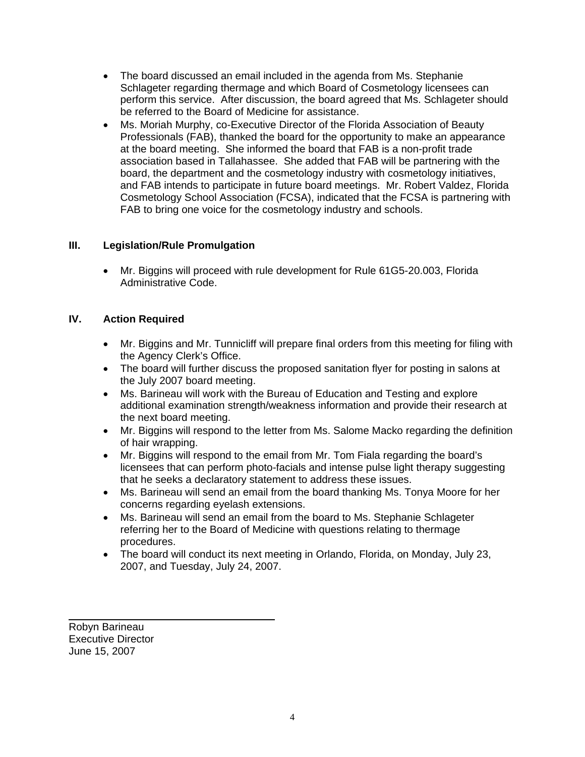- The board discussed an email included in the agenda from Ms. Stephanie Schlageter regarding thermage and which Board of Cosmetology licensees can perform this service. After discussion, the board agreed that Ms. Schlageter should be referred to the Board of Medicine for assistance.
- Ms. Moriah Murphy, co-Executive Director of the Florida Association of Beauty Professionals (FAB), thanked the board for the opportunity to make an appearance at the board meeting. She informed the board that FAB is a non-profit trade association based in Tallahassee. She added that FAB will be partnering with the board, the department and the cosmetology industry with cosmetology initiatives, and FAB intends to participate in future board meetings. Mr. Robert Valdez, Florida Cosmetology School Association (FCSA), indicated that the FCSA is partnering with FAB to bring one voice for the cosmetology industry and schools.

## III. Legislation/Rule Promulgation

- Mr. Biggins will proceed with rule development for Rule 61G5-20.003, Florida Administrative Code.

## IV. Action Required

- Mr. Biggins and Mr. Tunnicliff will prepare final orders from this meeting for filing with the Agency Clerk's Office.
- The board will further discuss the proposed sanitation flyer for posting in salons at the July 2007 board meeting.
- Ms. Barineau will work with the Bureau of Education and Testing and explore additional examination strength/weakness information and provide their research at the next board meeting.
- Mr. Biggins will respond to the letter from Ms. Salome Macko regarding the definition of hair wrapping.
- Mr. Biggins will respond to the email from Mr. Tom Fiala regarding the board's licensees that can perform photo-facials and intense pulse light therapy suggesting that he seeks a declaratory statement to address these issues.
- Ms. Barineau will send an email from the board thanking Ms. Tonya Moore for her concerns regarding eyelash extensions.
- Ms. Barineau will send an email from the board to Ms. Stephanie Schlageter referring her to the Board of Medicine with questions relating to thermage procedures.
- The board will conduct its next meeting in Orlando, Florida, on Monday, July 23, 2007, and Tuesday, July 24, 2007.

Robyn Barineau
Executive Director
June 15, 2007